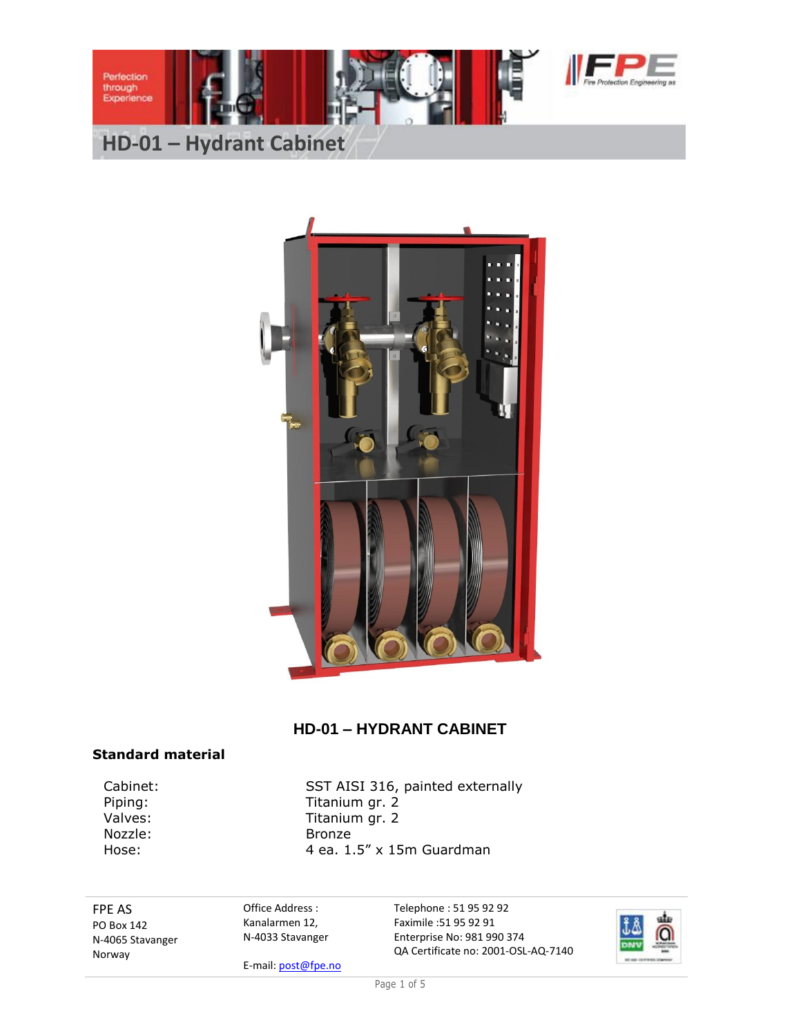# HD-01 – Hydrant Cabinet

## HD-01 – HYDRANT CABINET

**Standard material**

| | |
|---|---|
| Cabinet: | SST AISI 316, painted externally |
| Piping: | Titanium gr. 2 |
| Valves: | Titanium gr. 2 |
| Nozzle: | Bronze |
| Hose: | 4 ea. 1.5" x 15m Guardman |

FPE AS
PO Box 142
N-4065 Stavanger
Norway

Office Address :
Kanalarmen 12,
N-4033 Stavanger

E-mail: post@fpe.no

Telephone : 51 95 92 92
Faximile :51 95 92 91
Enterprise No: 981 990 374
QA Certificate no: 2001-OSL-AQ-7140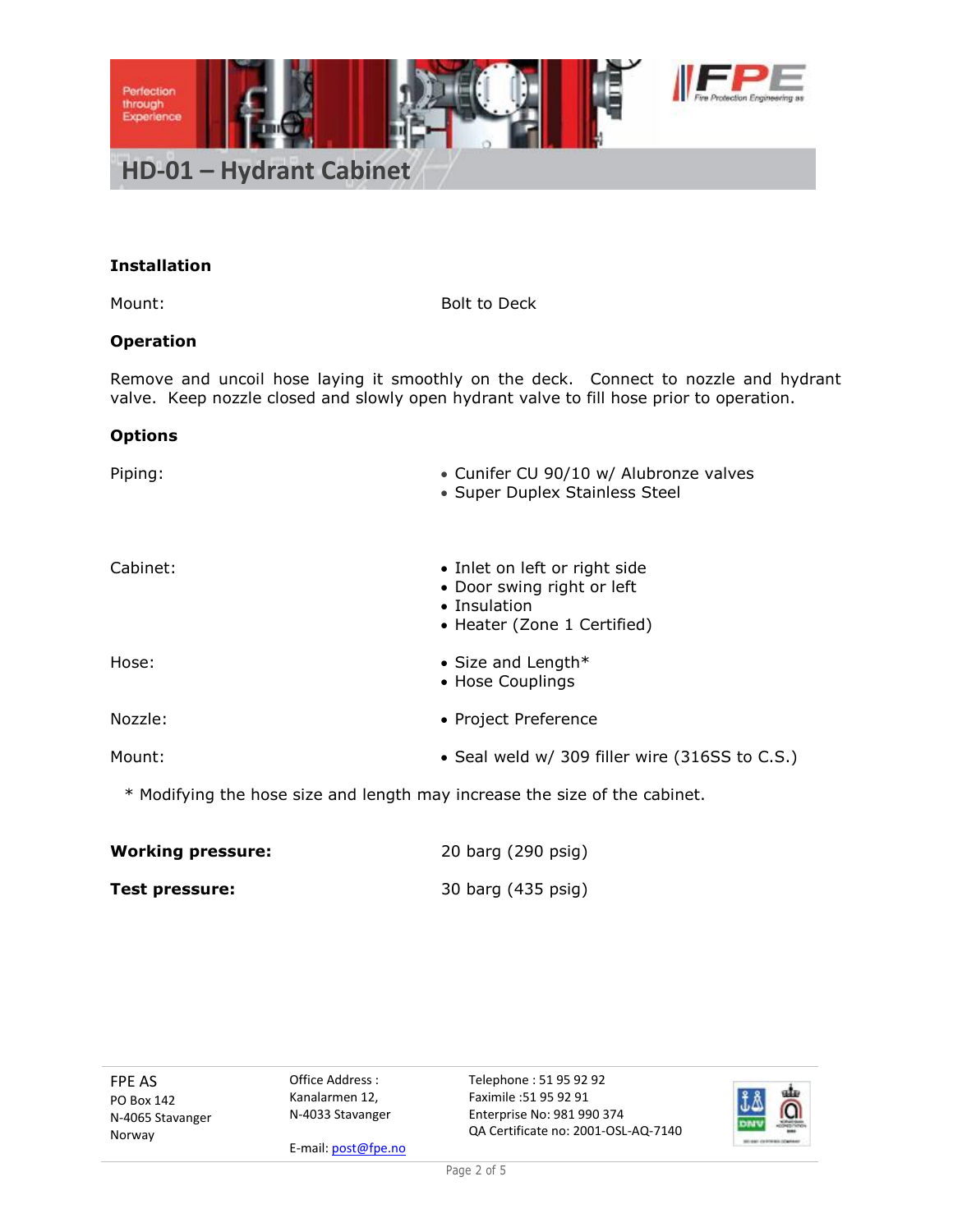# HD-01 – Hydrant Cabinet

**Installation**

| | |
|---|---|
| Mount: | Bolt to Deck |

**Operation**

Remove and uncoil hose laying it smoothly on the deck. Connect to nozzle and hydrant valve. Keep nozzle closed and slowly open hydrant valve to fill hose prior to operation.

**Options**

| | |
|---|---|
| Piping: | • Cunifer CU 90/10 w/ Alubronze valves<br>• Super Duplex Stainless Steel |
| Cabinet: | • Inlet on left or right side<br>• Door swing right or left<br>• Insulation<br>• Heater (Zone 1 Certified) |
| Hose: | • Size and Length*<br>• Hose Couplings |
| Nozzle: | • Project Preference |
| Mount: | • Seal weld w/ 309 filler wire (316SS to C.S.) |

\* Modifying the hose size and length may increase the size of the cabinet.

| | |
|---|---|
| **Working pressure:** | 20 barg (290 psig) |
| **Test pressure:** | 30 barg (435 psig) |

FPE AS
PO Box 142
N-4065 Stavanger
Norway

Office Address :
Kanalarmen 12,
N-4033 Stavanger

E-mail: post@fpe.no

Telephone : 51 95 92 92
Faximile :51 95 92 91
Enterprise No: 981 990 374
QA Certificate no: 2001-OSL-AQ-7140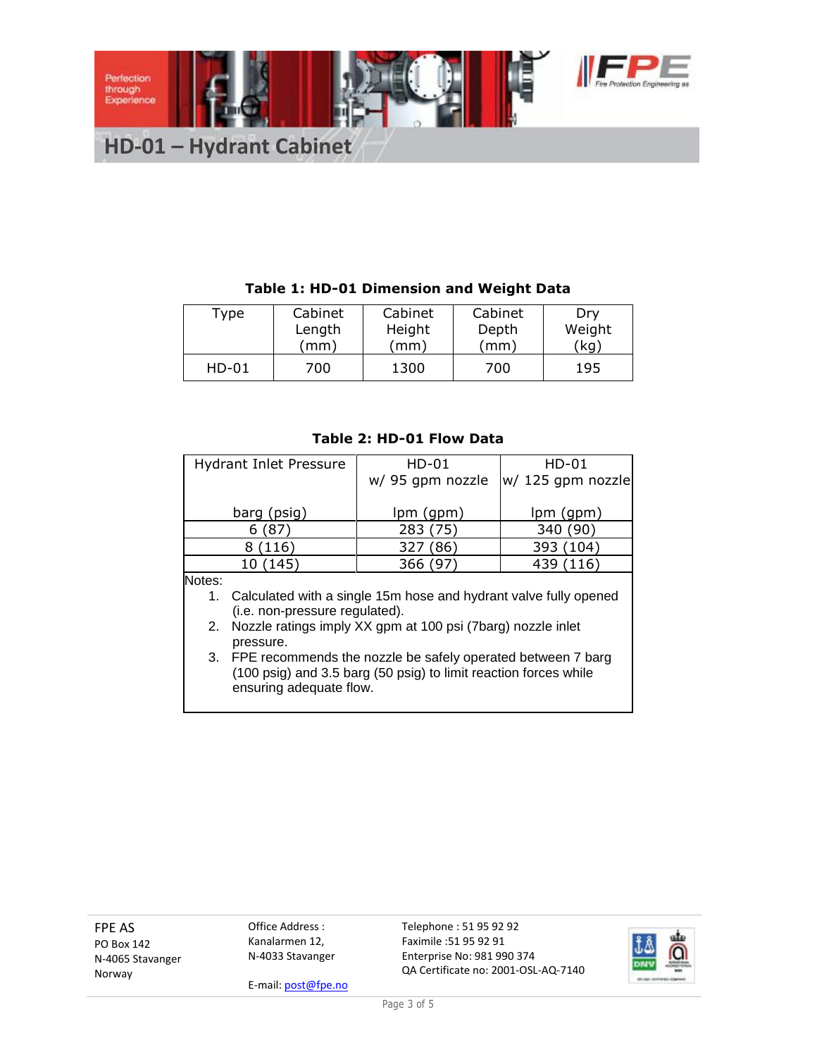# HD-01 – Hydrant Cabinet

**Table 1: HD-01 Dimension and Weight Data**

| Type | Cabinet Length (mm) | Cabinet Height (mm) | Cabinet Depth (mm) | Dry Weight (kg) |
|---|---|---|---|---|
| HD-01 | 700 | 1300 | 700 | 195 |

**Table 2: HD-01 Flow Data**

| Hydrant Inlet Pressure | HD-01 w/ 95 gpm nozzle | HD-01 w/ 125 gpm nozzle |
|---|---|---|
| barg (psig) | lpm (gpm) | lpm (gpm) |
| 6 (87) | 283 (75) | 340 (90) |
| 8 (116) | 327 (86) | 393 (104) |
| 10 (145) | 366 (97) | 439 (116) |

Notes:

1. Calculated with a single 15m hose and hydrant valve fully opened (i.e. non-pressure regulated).
2. Nozzle ratings imply XX gpm at 100 psi (7barg) nozzle inlet pressure.
3. FPE recommends the nozzle be safely operated between 7 barg (100 psig) and 3.5 barg (50 psig) to limit reaction forces while ensuring adequate flow.

FPE AS
PO Box 142
N-4065 Stavanger
Norway

Office Address :
Kanalarmen 12,
N-4033 Stavanger

E-mail: post@fpe.no

Telephone : 51 95 92 92
Faximile :51 95 92 91
Enterprise No: 981 990 374
QA Certificate no: 2001-OSL-AQ-7140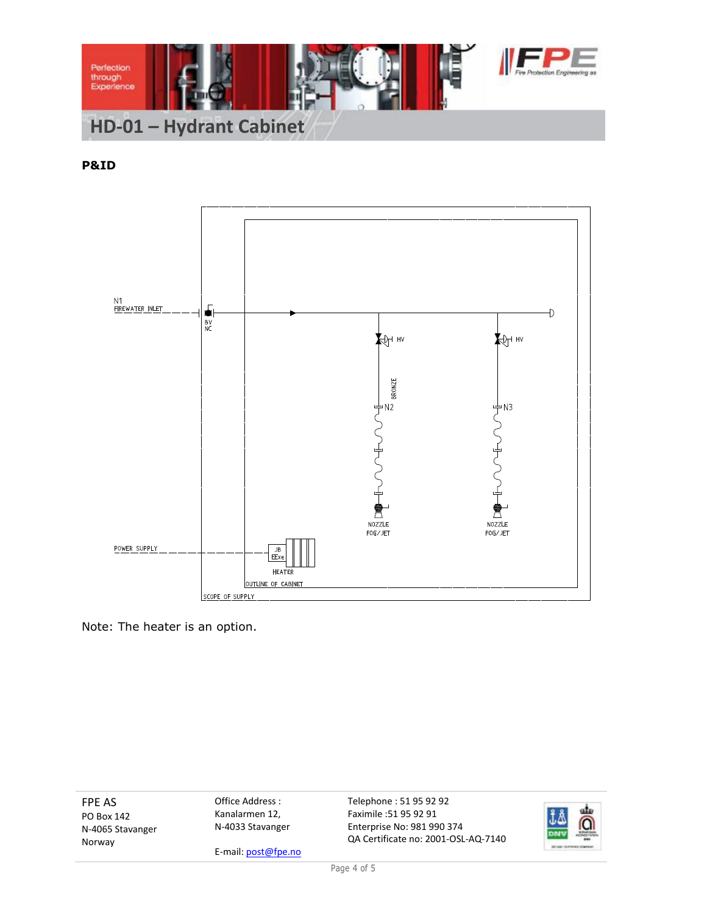# HD-01 – Hydrant Cabinet

**P&ID**

N1
FIREWATER INLET
BV
NC
HV
HV
BRONZE
N2
N3
NOZZLE
FOG/JET
NOZZLE
FOG/JET
POWER SUPPLY
JB
EExe
HEATER
OUTLINE OF CABINET
SCOPE OF SUPPLY

Note: The heater is an option.

FPE AS
PO Box 142
N-4065 Stavanger
Norway

Office Address :
Kanalarmen 12,
N-4033 Stavanger

E-mail: post@fpe.no

Telephone : 51 95 92 92
Faximile :51 95 92 91
Enterprise No: 981 990 374
QA Certificate no: 2001-OSL-AQ-7140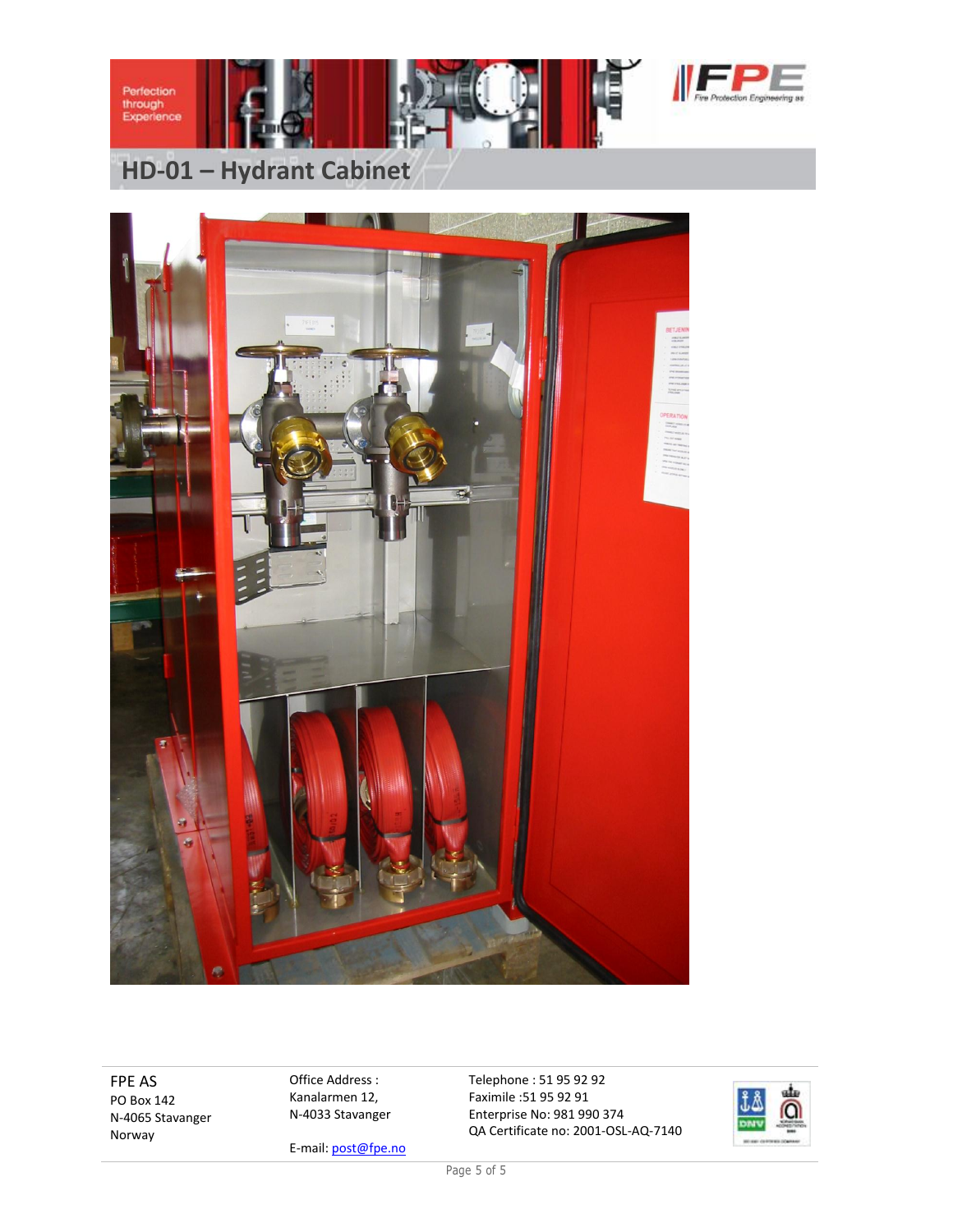# HD-01 – Hydrant Cabinet

FPE AS
PO Box 142
N-4065 Stavanger
Norway

Office Address :
Kanalarmen 12,
N-4033 Stavanger

E-mail: post@fpe.no

Telephone : 51 95 92 92
Faximile :51 95 92 91
Enterprise No: 981 990 374
QA Certificate no: 2001-OSL-AQ-7140